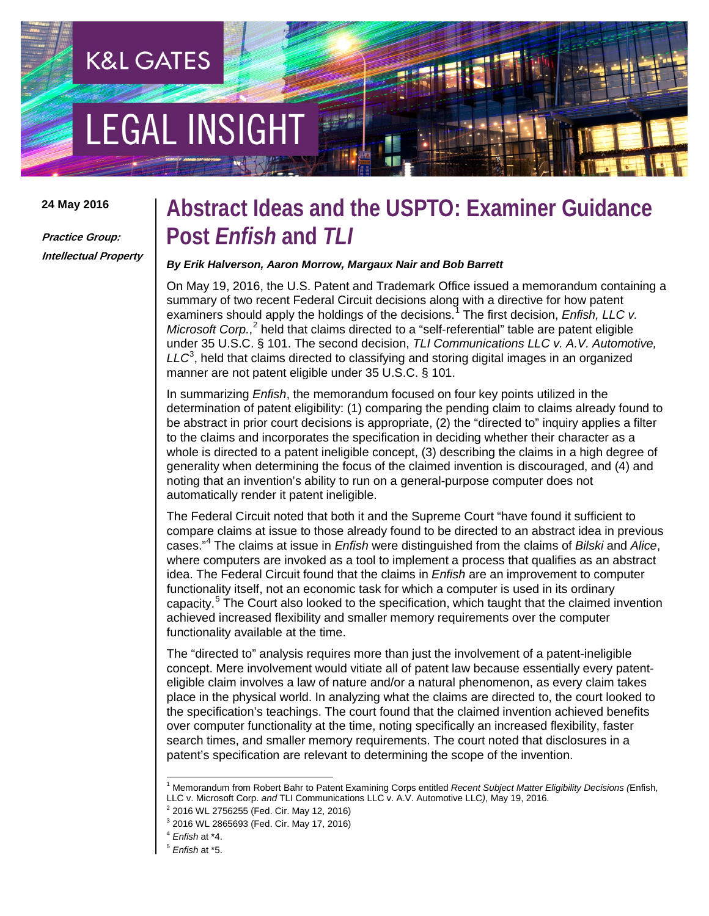K&L GATES

LEGAL INSIGHT

**24 May 2016**

***Practice Group: Intellectual Property***

# Abstract Ideas and the USPTO: Examiner Guidance Post *Enfish* and *TLI*

***By Erik Halverson, Aaron Morrow, Margaux Nair and Bob Barrett***

On May 19, 2016, the U.S. Patent and Trademark Office issued a memorandum containing a summary of two recent Federal Circuit decisions along with a directive for how patent examiners should apply the holdings of the decisions.[1] The first decision, *Enfish, LLC v. Microsoft Corp.*,[2] held that claims directed to a "self-referential" table are patent eligible under 35 U.S.C. § 101. The second decision, *TLI Communications LLC v. A.V. Automotive, LLC*[3], held that claims directed to classifying and storing digital images in an organized manner are not patent eligible under 35 U.S.C. § 101.

In summarizing *Enfish*, the memorandum focused on four key points utilized in the determination of patent eligibility: (1) comparing the pending claim to claims already found to be abstract in prior court decisions is appropriate, (2) the "directed to" inquiry applies a filter to the claims and incorporates the specification in deciding whether their character as a whole is directed to a patent ineligible concept, (3) describing the claims in a high degree of generality when determining the focus of the claimed invention is discouraged, and (4) and noting that an invention's ability to run on a general-purpose computer does not automatically render it patent ineligible.

The Federal Circuit noted that both it and the Supreme Court "have found it sufficient to compare claims at issue to those already found to be directed to an abstract idea in previous cases."[4] The claims at issue in *Enfish* were distinguished from the claims of *Bilski* and *Alice*, where computers are invoked as a tool to implement a process that qualifies as an abstract idea. The Federal Circuit found that the claims in *Enfish* are an improvement to computer functionality itself, not an economic task for which a computer is used in its ordinary capacity.[5] The Court also looked to the specification, which taught that the claimed invention achieved increased flexibility and smaller memory requirements over the computer functionality available at the time.

The "directed to" analysis requires more than just the involvement of a patent-ineligible concept. Mere involvement would vitiate all of patent law because essentially every patent-eligible claim involves a law of nature and/or a natural phenomenon, as every claim takes place in the physical world. In analyzing what the claims are directed to, the court looked to the specification's teachings. The court found that the claimed invention achieved benefits over computer functionality at the time, noting specifically an increased flexibility, faster search times, and smaller memory requirements. The court noted that disclosures in a patent's specification are relevant to determining the scope of the invention.

---

[1] Memorandum from Robert Bahr to Patent Examining Corps entitled *Recent Subject Matter Eligibility Decisions (*Enfish, LLC v. Microsoft Corp. *and* TLI Communications LLC v. A.V. Automotive LLC*)*, May 19, 2016.

[2] 2016 WL 2756255 (Fed. Cir. May 12, 2016)

[3] 2016 WL 2865693 (Fed. Cir. May 17, 2016)

[4] *Enfish* at *4.

[5] *Enfish* at *5.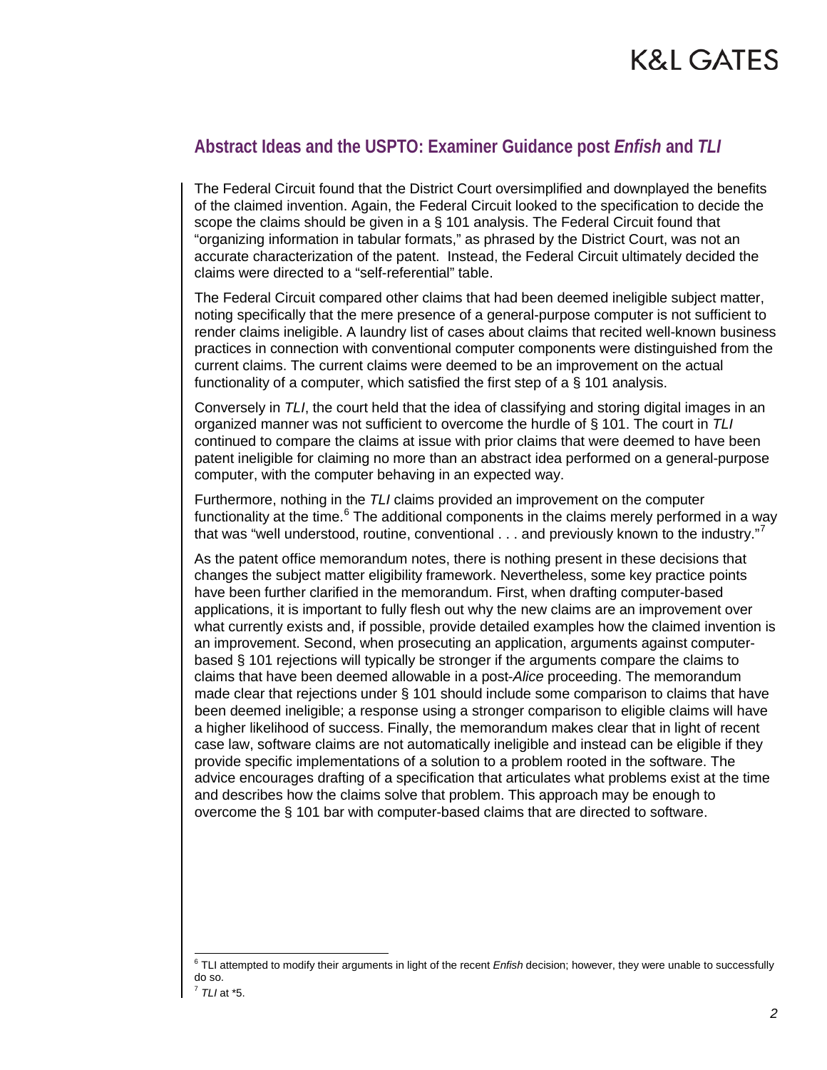## Abstract Ideas and the USPTO: Examiner Guidance post *Enfish* and *TLI*

The Federal Circuit found that the District Court oversimplified and downplayed the benefits of the claimed invention. Again, the Federal Circuit looked to the specification to decide the scope the claims should be given in a § 101 analysis. The Federal Circuit found that "organizing information in tabular formats," as phrased by the District Court, was not an accurate characterization of the patent. Instead, the Federal Circuit ultimately decided the claims were directed to a "self-referential" table.

The Federal Circuit compared other claims that had been deemed ineligible subject matter, noting specifically that the mere presence of a general-purpose computer is not sufficient to render claims ineligible. A laundry list of cases about claims that recited well-known business practices in connection with conventional computer components were distinguished from the current claims. The current claims were deemed to be an improvement on the actual functionality of a computer, which satisfied the first step of a § 101 analysis.

Conversely in *TLI*, the court held that the idea of classifying and storing digital images in an organized manner was not sufficient to overcome the hurdle of § 101. The court in *TLI* continued to compare the claims at issue with prior claims that were deemed to have been patent ineligible for claiming no more than an abstract idea performed on a general-purpose computer, with the computer behaving in an expected way.

Furthermore, nothing in the *TLI* claims provided an improvement on the computer functionality at the time.[6] The additional components in the claims merely performed in a way that was "well understood, routine, conventional . . . and previously known to the industry."[7]

As the patent office memorandum notes, there is nothing present in these decisions that changes the subject matter eligibility framework. Nevertheless, some key practice points have been further clarified in the memorandum. First, when drafting computer-based applications, it is important to fully flesh out why the new claims are an improvement over what currently exists and, if possible, provide detailed examples how the claimed invention is an improvement. Second, when prosecuting an application, arguments against computer-based § 101 rejections will typically be stronger if the arguments compare the claims to claims that have been deemed allowable in a post-*Alice* proceeding. The memorandum made clear that rejections under § 101 should include some comparison to claims that have been deemed ineligible; a response using a stronger comparison to eligible claims will have a higher likelihood of success. Finally, the memorandum makes clear that in light of recent case law, software claims are not automatically ineligible and instead can be eligible if they provide specific implementations of a solution to a problem rooted in the software. The advice encourages drafting of a specification that articulates what problems exist at the time and describes how the claims solve that problem. This approach may be enough to overcome the § 101 bar with computer-based claims that are directed to software.

---

[6] TLI attempted to modify their arguments in light of the recent *Enfish* decision; however, they were unable to successfully do so.

[7] *TLI* at *5.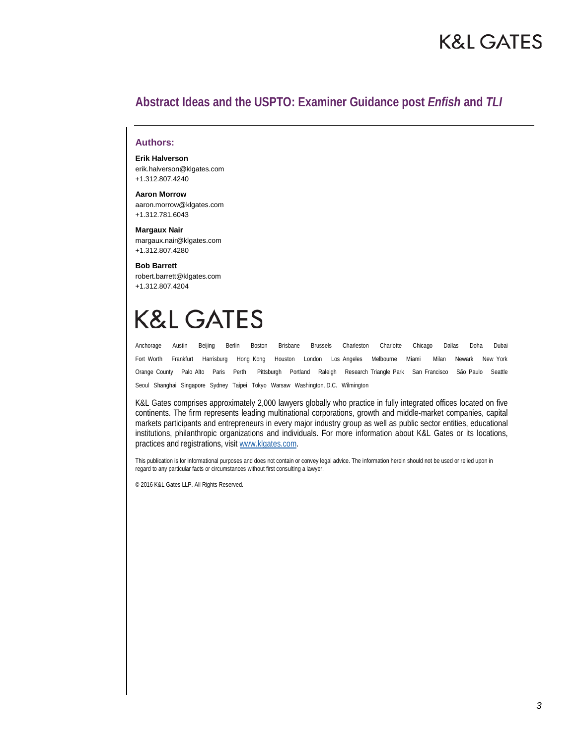## Abstract Ideas and the USPTO: Examiner Guidance post *Enfish* and *TLI*

### Authors:

**Erik Halverson**
erik.halverson@klgates.com
+1.312.807.4240

**Aaron Morrow**
aaron.morrow@klgates.com
+1.312.781.6043

**Margaux Nair**
margaux.nair@klgates.com
+1.312.807.4280

**Bob Barrett**
robert.barrett@klgates.com
+1.312.807.4204

K&L GATES

Anchorage Austin Beijing Berlin Boston Brisbane Brussels Charleston Charlotte Chicago Dallas Doha Dubai Fort Worth Frankfurt Harrisburg Hong Kong Houston London Los Angeles Melbourne Miami Milan Newark New York Orange County Palo Alto Paris Perth Pittsburgh Portland Raleigh Research Triangle Park San Francisco São Paulo Seattle Seoul Shanghai Singapore Sydney Taipei Tokyo Warsaw Washington, D.C. Wilmington

K&L Gates comprises approximately 2,000 lawyers globally who practice in fully integrated offices located on five continents. The firm represents leading multinational corporations, growth and middle-market companies, capital markets participants and entrepreneurs in every major industry group as well as public sector entities, educational institutions, philanthropic organizations and individuals. For more information about K&L Gates or its locations, practices and registrations, visit [www.klgates.com](http://www.klgates.com).

This publication is for informational purposes and does not contain or convey legal advice. The information herein should not be used or relied upon in regard to any particular facts or circumstances without first consulting a lawyer.

© 2016 K&L Gates LLP. All Rights Reserved.